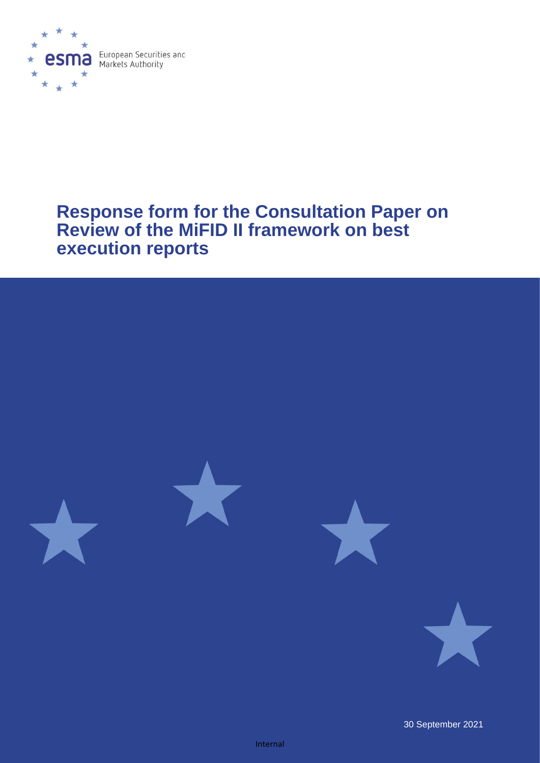esma European Securities and Markets Authority

# Response form for the Consultation Paper on Review of the MiFID II framework on best execution reports

30 September 2021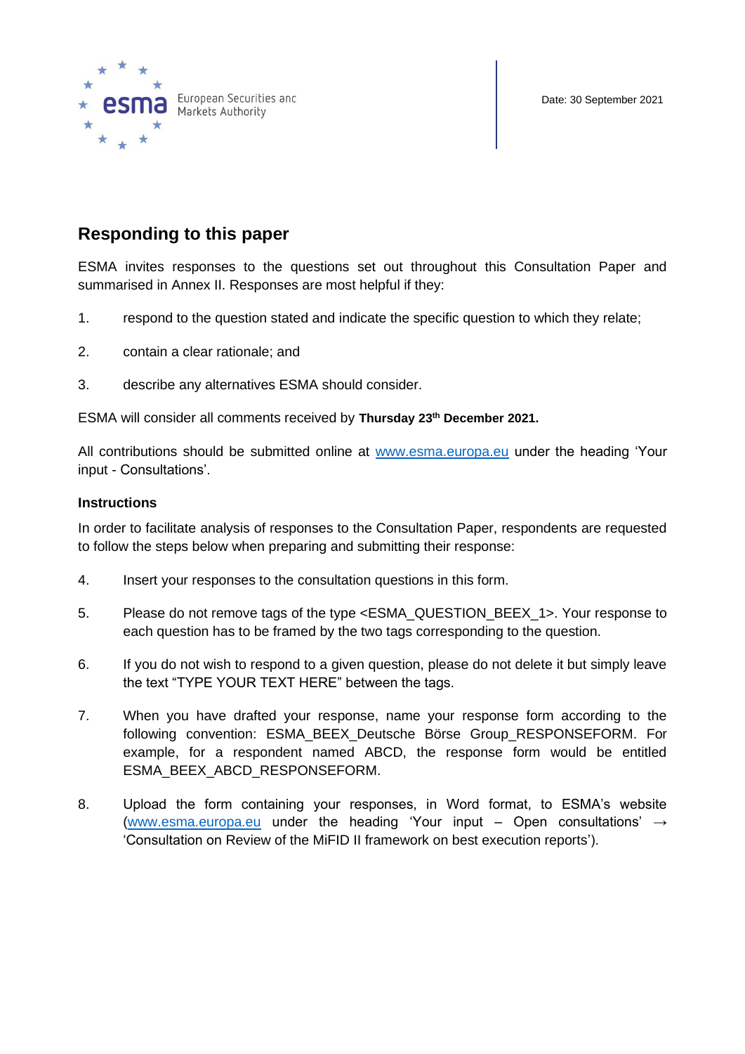Date: 30 September 2021

## Responding to this paper

ESMA invites responses to the questions set out throughout this Consultation Paper and summarised in Annex II. Responses are most helpful if they:

1. respond to the question stated and indicate the specific question to which they relate;

2. contain a clear rationale; and

3. describe any alternatives ESMA should consider.

ESMA will consider all comments received by **Thursday 23th December 2021.**

All contributions should be submitted online at www.esma.europa.eu under the heading 'Your input - Consultations'.

### Instructions

In order to facilitate analysis of responses to the Consultation Paper, respondents are requested to follow the steps below when preparing and submitting their response:

4. Insert your responses to the consultation questions in this form.

5. Please do not remove tags of the type <ESMA_QUESTION_BEEX_1>. Your response to each question has to be framed by the two tags corresponding to the question.

6. If you do not wish to respond to a given question, please do not delete it but simply leave the text "TYPE YOUR TEXT HERE" between the tags.

7. When you have drafted your response, name your response form according to the following convention: ESMA_BEEX_Deutsche Börse Group_RESPONSEFORM. For example, for a respondent named ABCD, the response form would be entitled ESMA_BEEX_ABCD_RESPONSEFORM.

8. Upload the form containing your responses, in Word format, to ESMA's website (www.esma.europa.eu under the heading 'Your input – Open consultations' → 'Consultation on Review of the MiFID II framework on best execution reports').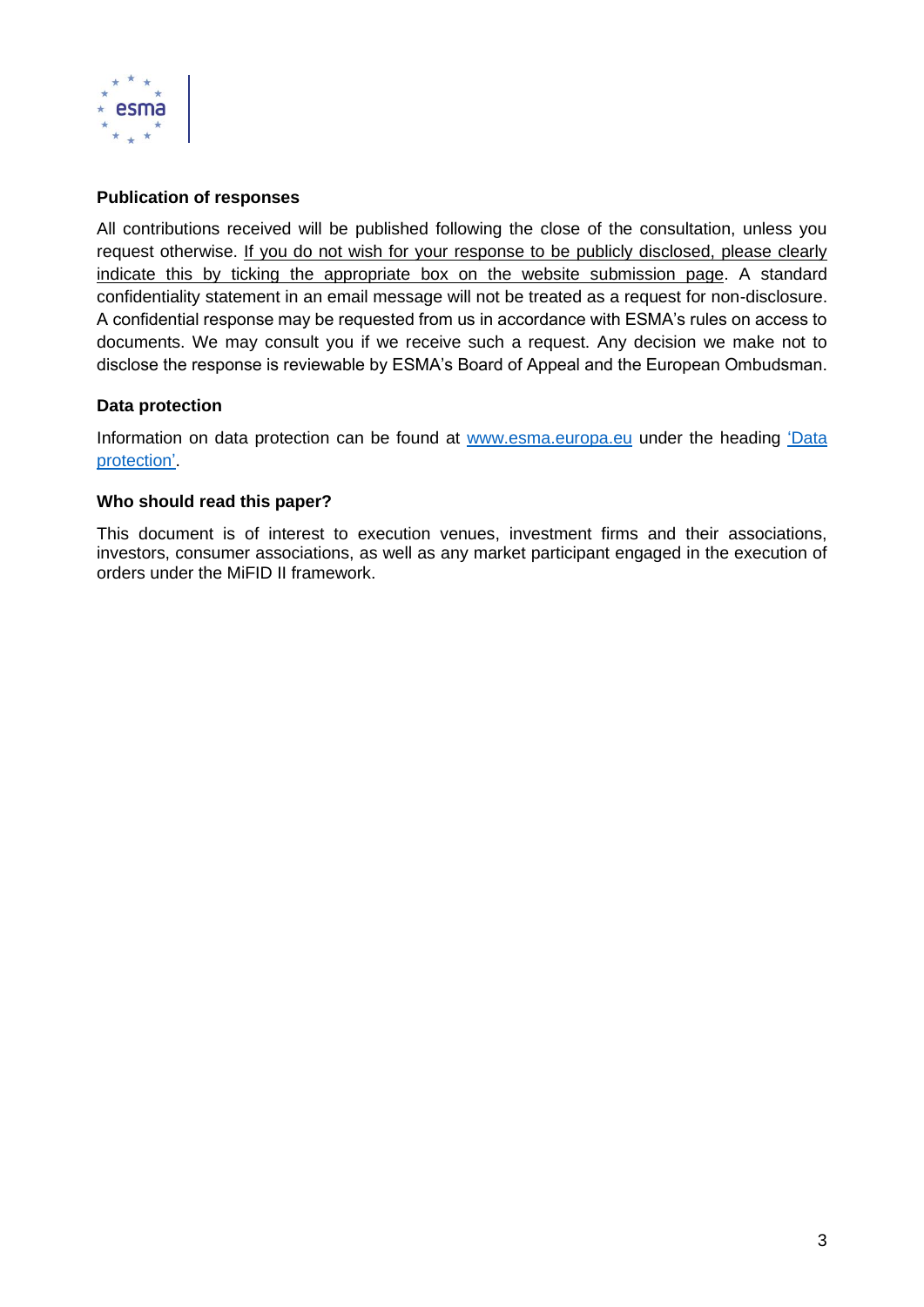**Publication of responses**

All contributions received will be published following the close of the consultation, unless you request otherwise. If you do not wish for your response to be publicly disclosed, please clearly indicate this by ticking the appropriate box on the website submission page. A standard confidentiality statement in an email message will not be treated as a request for non-disclosure. A confidential response may be requested from us in accordance with ESMA's rules on access to documents. We may consult you if we receive such a request. Any decision we make not to disclose the response is reviewable by ESMA's Board of Appeal and the European Ombudsman.

**Data protection**

Information on data protection can be found at [www.esma.europa.eu](http://www.esma.europa.eu) under the heading ['Data protection'](#).

**Who should read this paper?**

This document is of interest to execution venues, investment firms and their associations, investors, consumer associations, as well as any market participant engaged in the execution of orders under the MiFID II framework.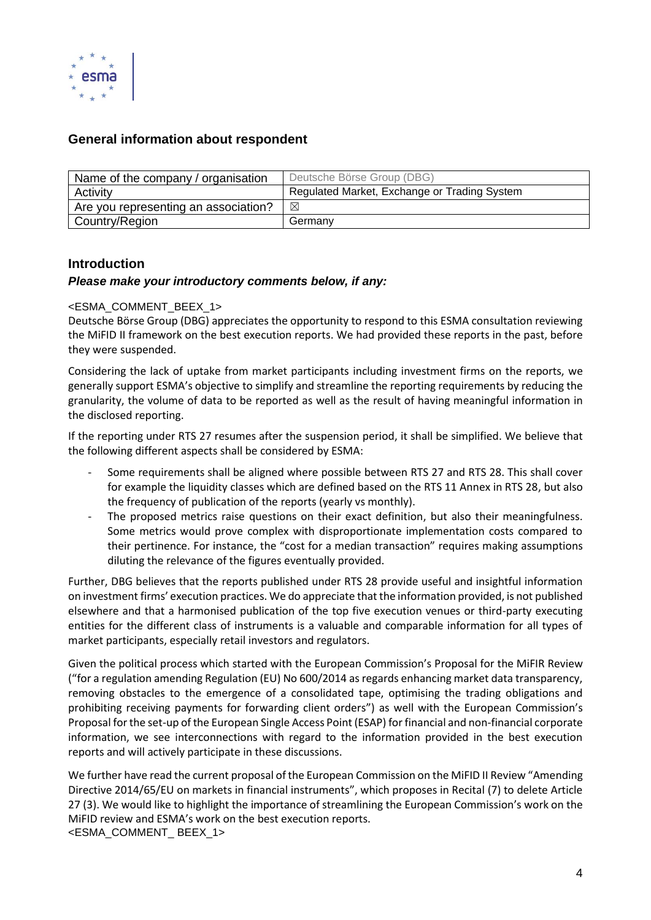## General information about respondent

| Name of the company / organisation | Deutsche Börse Group (DBG) |
|---|---|
| Activity | Regulated Market, Exchange or Trading System |
| Are you representing an association? | ☒ |
| Country/Region | Germany |

## Introduction

***Please make your introductory comments below, if any:***

<ESMA_COMMENT_BEEX_1>

Deutsche Börse Group (DBG) appreciates the opportunity to respond to this ESMA consultation reviewing the MiFID II framework on the best execution reports. We had provided these reports in the past, before they were suspended.

Considering the lack of uptake from market participants including investment firms on the reports, we generally support ESMA's objective to simplify and streamline the reporting requirements by reducing the granularity, the volume of data to be reported as well as the result of having meaningful information in the disclosed reporting.

If the reporting under RTS 27 resumes after the suspension period, it shall be simplified. We believe that the following different aspects shall be considered by ESMA:

- Some requirements shall be aligned where possible between RTS 27 and RTS 28. This shall cover for example the liquidity classes which are defined based on the RTS 11 Annex in RTS 28, but also the frequency of publication of the reports (yearly vs monthly).
- The proposed metrics raise questions on their exact definition, but also their meaningfulness. Some metrics would prove complex with disproportionate implementation costs compared to their pertinence. For instance, the "cost for a median transaction" requires making assumptions diluting the relevance of the figures eventually provided.

Further, DBG believes that the reports published under RTS 28 provide useful and insightful information on investment firms' execution practices. We do appreciate that the information provided, is not published elsewhere and that a harmonised publication of the top five execution venues or third-party executing entities for the different class of instruments is a valuable and comparable information for all types of market participants, especially retail investors and regulators.

Given the political process which started with the European Commission's Proposal for the MiFIR Review ("for a regulation amending Regulation (EU) No 600/2014 as regards enhancing market data transparency, removing obstacles to the emergence of a consolidated tape, optimising the trading obligations and prohibiting receiving payments for forwarding client orders") as well with the European Commission's Proposal for the set-up of the European Single Access Point (ESAP) for financial and non-financial corporate information, we see interconnections with regard to the information provided in the best execution reports and will actively participate in these discussions.

We further have read the current proposal of the European Commission on the MiFID II Review "Amending Directive 2014/65/EU on markets in financial instruments", which proposes in Recital (7) to delete Article 27 (3). We would like to highlight the importance of streamlining the European Commission's work on the MiFID review and ESMA's work on the best execution reports.

<ESMA_COMMENT_ BEEX_1>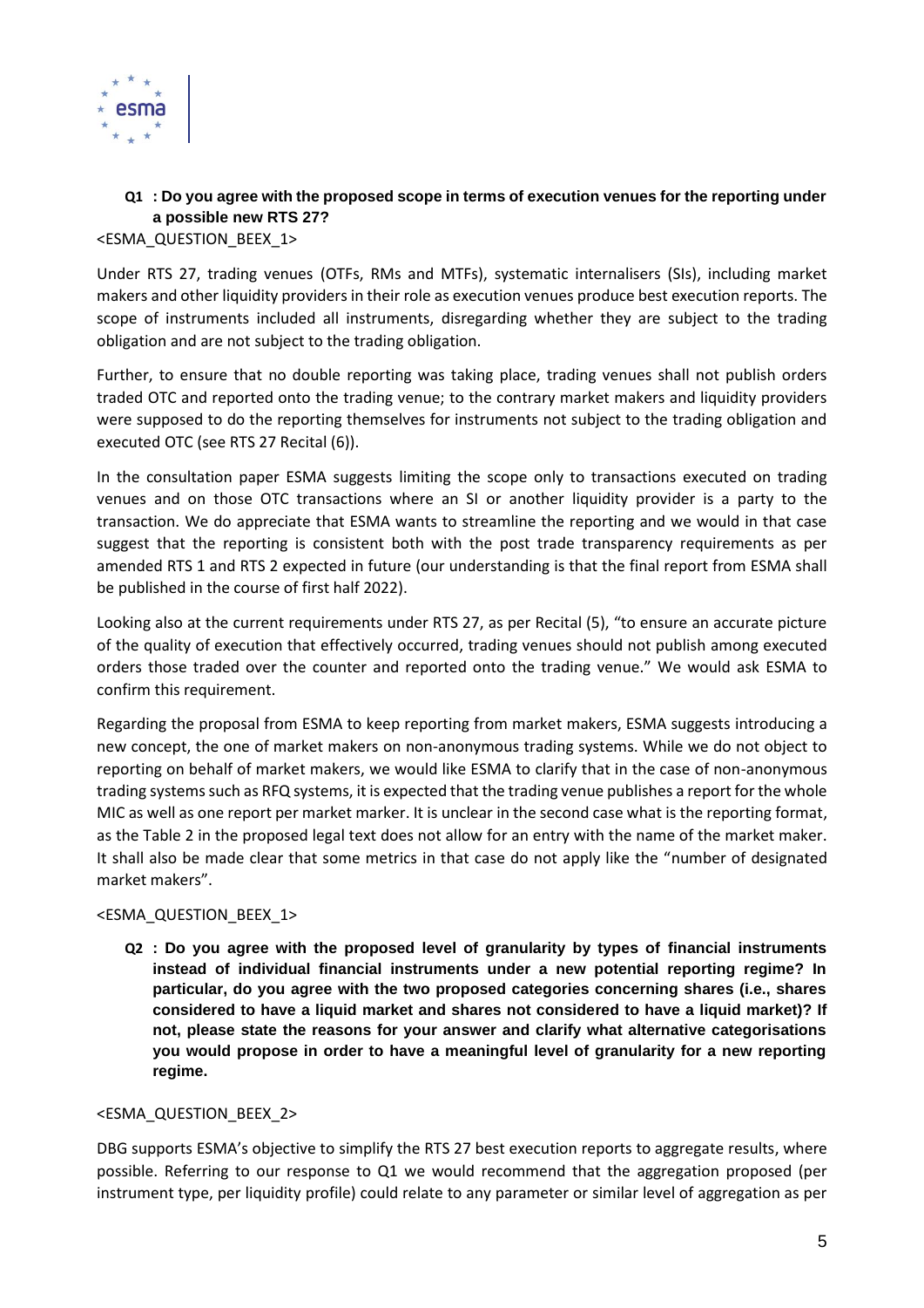**Q1 : Do you agree with the proposed scope in terms of execution venues for the reporting under a possible new RTS 27?**

<ESMA_QUESTION_BEEX_1>

Under RTS 27, trading venues (OTFs, RMs and MTFs), systematic internalisers (SIs), including market makers and other liquidity providers in their role as execution venues produce best execution reports. The scope of instruments included all instruments, disregarding whether they are subject to the trading obligation and are not subject to the trading obligation.

Further, to ensure that no double reporting was taking place, trading venues shall not publish orders traded OTC and reported onto the trading venue; to the contrary market makers and liquidity providers were supposed to do the reporting themselves for instruments not subject to the trading obligation and executed OTC (see RTS 27 Recital (6)).

In the consultation paper ESMA suggests limiting the scope only to transactions executed on trading venues and on those OTC transactions where an SI or another liquidity provider is a party to the transaction. We do appreciate that ESMA wants to streamline the reporting and we would in that case suggest that the reporting is consistent both with the post trade transparency requirements as per amended RTS 1 and RTS 2 expected in future (our understanding is that the final report from ESMA shall be published in the course of first half 2022).

Looking also at the current requirements under RTS 27, as per Recital (5), "to ensure an accurate picture of the quality of execution that effectively occurred, trading venues should not publish among executed orders those traded over the counter and reported onto the trading venue." We would ask ESMA to confirm this requirement.

Regarding the proposal from ESMA to keep reporting from market makers, ESMA suggests introducing a new concept, the one of market makers on non-anonymous trading systems. While we do not object to reporting on behalf of market makers, we would like ESMA to clarify that in the case of non-anonymous trading systems such as RFQ systems, it is expected that the trading venue publishes a report for the whole MIC as well as one report per market marker. It is unclear in the second case what is the reporting format, as the Table 2 in the proposed legal text does not allow for an entry with the name of the market maker. It shall also be made clear that some metrics in that case do not apply like the "number of designated market makers".

<ESMA_QUESTION_BEEX_1>

**Q2 : Do you agree with the proposed level of granularity by types of financial instruments instead of individual financial instruments under a new potential reporting regime? In particular, do you agree with the two proposed categories concerning shares (i.e., shares considered to have a liquid market and shares not considered to have a liquid market)? If not, please state the reasons for your answer and clarify what alternative categorisations you would propose in order to have a meaningful level of granularity for a new reporting regime.**

<ESMA_QUESTION_BEEX_2>

DBG supports ESMA's objective to simplify the RTS 27 best execution reports to aggregate results, where possible. Referring to our response to Q1 we would recommend that the aggregation proposed (per instrument type, per liquidity profile) could relate to any parameter or similar level of aggregation as per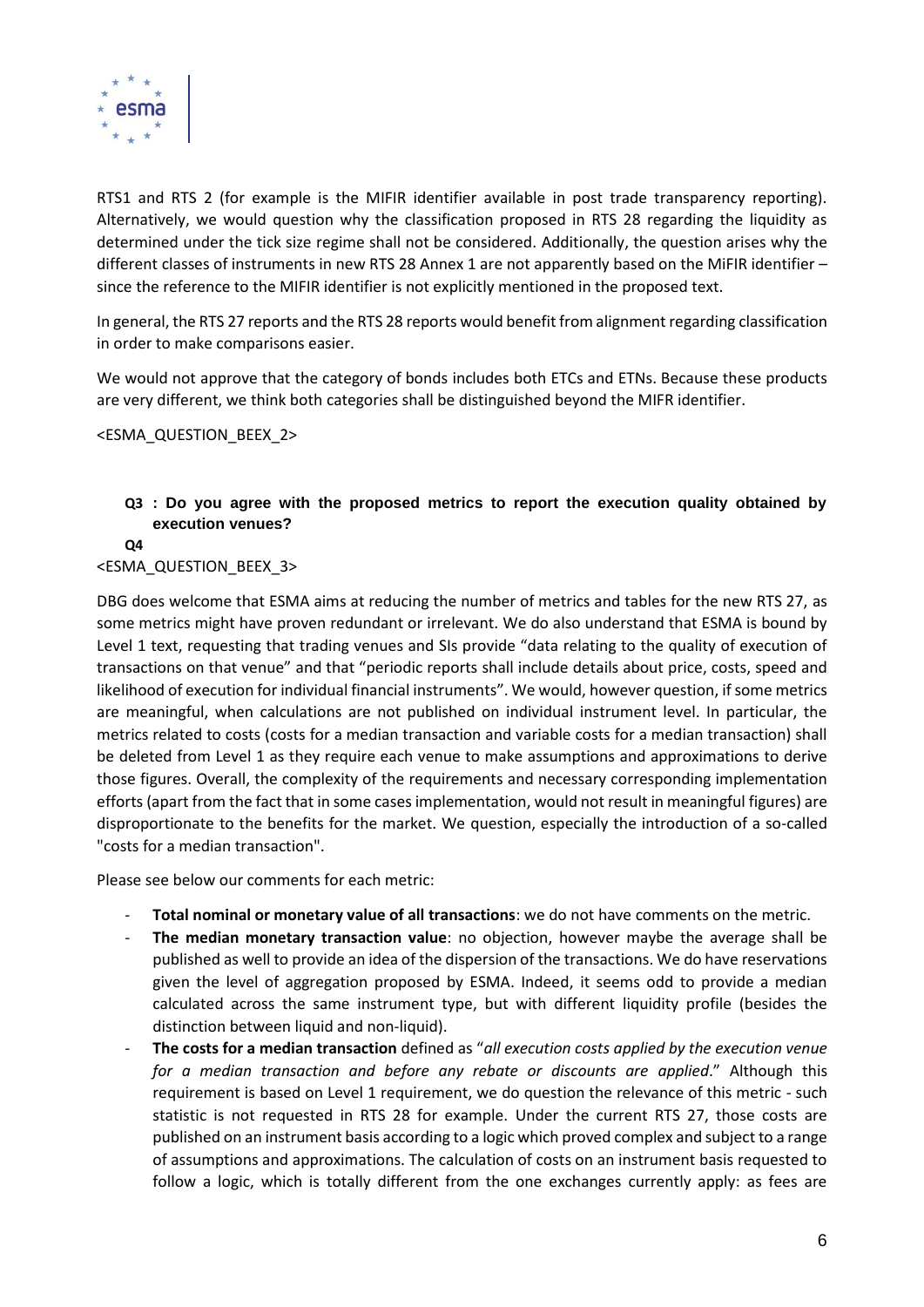RTS1 and RTS 2 (for example is the MIFIR identifier available in post trade transparency reporting). Alternatively, we would question why the classification proposed in RTS 28 regarding the liquidity as determined under the tick size regime shall not be considered. Additionally, the question arises why the different classes of instruments in new RTS 28 Annex 1 are not apparently based on the MiFIR identifier – since the reference to the MIFIR identifier is not explicitly mentioned in the proposed text.

In general, the RTS 27 reports and the RTS 28 reports would benefit from alignment regarding classification in order to make comparisons easier.

We would not approve that the category of bonds includes both ETCs and ETNs. Because these products are very different, we think both categories shall be distinguished beyond the MIFR identifier.

<ESMA_QUESTION_BEEX_2>

**Q3 : Do you agree with the proposed metrics to report the execution quality obtained by execution venues?**

**Q4**

<ESMA_QUESTION_BEEX_3>

DBG does welcome that ESMA aims at reducing the number of metrics and tables for the new RTS 27, as some metrics might have proven redundant or irrelevant. We do also understand that ESMA is bound by Level 1 text, requesting that trading venues and SIs provide "data relating to the quality of execution of transactions on that venue" and that "periodic reports shall include details about price, costs, speed and likelihood of execution for individual financial instruments". We would, however question, if some metrics are meaningful, when calculations are not published on individual instrument level. In particular, the metrics related to costs (costs for a median transaction and variable costs for a median transaction) shall be deleted from Level 1 as they require each venue to make assumptions and approximations to derive those figures. Overall, the complexity of the requirements and necessary corresponding implementation efforts (apart from the fact that in some cases implementation, would not result in meaningful figures) are disproportionate to the benefits for the market. We question, especially the introduction of a so-called "costs for a median transaction".

Please see below our comments for each metric:

- **Total nominal or monetary value of all transactions**: we do not have comments on the metric.
- **The median monetary transaction value**: no objection, however maybe the average shall be published as well to provide an idea of the dispersion of the transactions. We do have reservations given the level of aggregation proposed by ESMA. Indeed, it seems odd to provide a median calculated across the same instrument type, but with different liquidity profile (besides the distinction between liquid and non-liquid).
- **The costs for a median transaction** defined as "*all execution costs applied by the execution venue for a median transaction and before any rebate or discounts are applied*." Although this requirement is based on Level 1 requirement, we do question the relevance of this metric - such statistic is not requested in RTS 28 for example. Under the current RTS 27, those costs are published on an instrument basis according to a logic which proved complex and subject to a range of assumptions and approximations. The calculation of costs on an instrument basis requested to follow a logic, which is totally different from the one exchanges currently apply: as fees are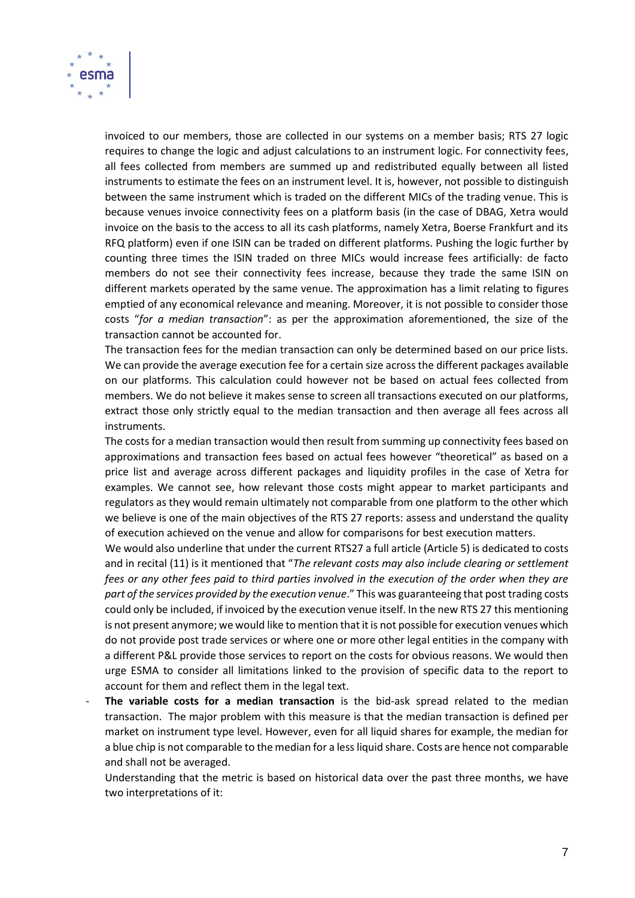invoiced to our members, those are collected in our systems on a member basis; RTS 27 logic requires to change the logic and adjust calculations to an instrument logic. For connectivity fees, all fees collected from members are summed up and redistributed equally between all listed instruments to estimate the fees on an instrument level. It is, however, not possible to distinguish between the same instrument which is traded on the different MICs of the trading venue. This is because venues invoice connectivity fees on a platform basis (in the case of DBAG, Xetra would invoice on the basis to the access to all its cash platforms, namely Xetra, Boerse Frankfurt and its RFQ platform) even if one ISIN can be traded on different platforms. Pushing the logic further by counting three times the ISIN traded on three MICs would increase fees artificially: de facto members do not see their connectivity fees increase, because they trade the same ISIN on different markets operated by the same venue. The approximation has a limit relating to figures emptied of any economical relevance and meaning. Moreover, it is not possible to consider those costs "*for a median transaction*": as per the approximation aforementioned, the size of the transaction cannot be accounted for.

The transaction fees for the median transaction can only be determined based on our price lists. We can provide the average execution fee for a certain size across the different packages available on our platforms. This calculation could however not be based on actual fees collected from members. We do not believe it makes sense to screen all transactions executed on our platforms, extract those only strictly equal to the median transaction and then average all fees across all instruments.

The costs for a median transaction would then result from summing up connectivity fees based on approximations and transaction fees based on actual fees however "theoretical" as based on a price list and average across different packages and liquidity profiles in the case of Xetra for examples. We cannot see, how relevant those costs might appear to market participants and regulators as they would remain ultimately not comparable from one platform to the other which we believe is one of the main objectives of the RTS 27 reports: assess and understand the quality of execution achieved on the venue and allow for comparisons for best execution matters.

We would also underline that under the current RTS27 a full article (Article 5) is dedicated to costs and in recital (11) is it mentioned that "*The relevant costs may also include clearing or settlement fees or any other fees paid to third parties involved in the execution of the order when they are part of the services provided by the execution venue*." This was guaranteeing that post trading costs could only be included, if invoiced by the execution venue itself. In the new RTS 27 this mentioning is not present anymore; we would like to mention that it is not possible for execution venues which do not provide post trade services or where one or more other legal entities in the company with a different P&L provide those services to report on the costs for obvious reasons. We would then urge ESMA to consider all limitations linked to the provision of specific data to the report to account for them and reflect them in the legal text.

- **The variable costs for a median transaction** is the bid-ask spread related to the median transaction. The major problem with this measure is that the median transaction is defined per market on instrument type level. However, even for all liquid shares for example, the median for a blue chip is not comparable to the median for a less liquid share. Costs are hence not comparable and shall not be averaged.

  Understanding that the metric is based on historical data over the past three months, we have two interpretations of it: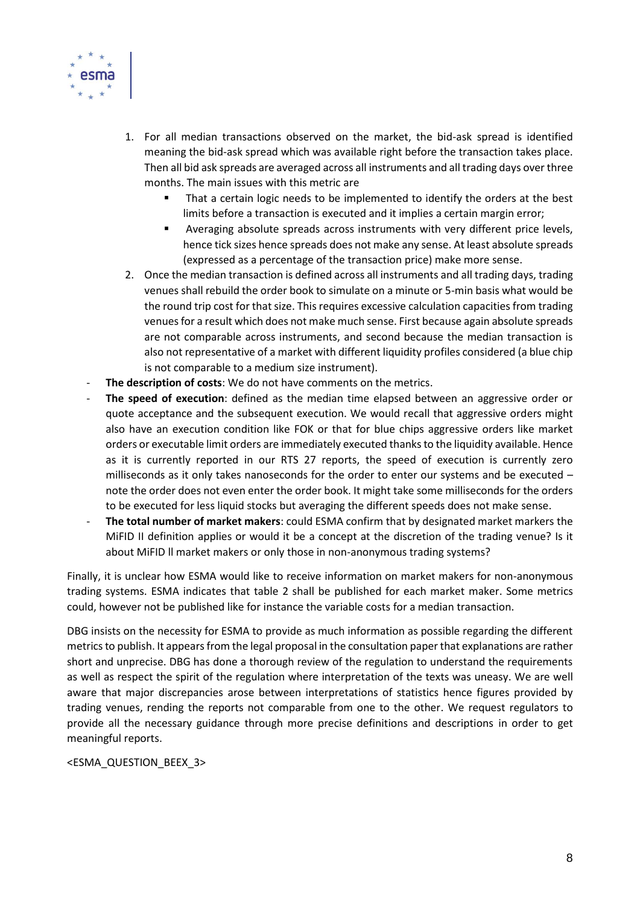1. For all median transactions observed on the market, the bid-ask spread is identified meaning the bid-ask spread which was available right before the transaction takes place. Then all bid ask spreads are averaged across all instruments and all trading days over three months. The main issues with this metric are
   - That a certain logic needs to be implemented to identify the orders at the best limits before a transaction is executed and it implies a certain margin error;
   - Averaging absolute spreads across instruments with very different price levels, hence tick sizes hence spreads does not make any sense. At least absolute spreads (expressed as a percentage of the transaction price) make more sense.
2. Once the median transaction is defined across all instruments and all trading days, trading venues shall rebuild the order book to simulate on a minute or 5-min basis what would be the round trip cost for that size. This requires excessive calculation capacities from trading venues for a result which does not make much sense. First because again absolute spreads are not comparable across instruments, and second because the median transaction is also not representative of a market with different liquidity profiles considered (a blue chip is not comparable to a medium size instrument).

- **The description of costs**: We do not have comments on the metrics.
- **The speed of execution**: defined as the median time elapsed between an aggressive order or quote acceptance and the subsequent execution. We would recall that aggressive orders might also have an execution condition like FOK or that for blue chips aggressive orders like market orders or executable limit orders are immediately executed thanks to the liquidity available. Hence as it is currently reported in our RTS 27 reports, the speed of execution is currently zero milliseconds as it only takes nanoseconds for the order to enter our systems and be executed – note the order does not even enter the order book. It might take some milliseconds for the orders to be executed for less liquid stocks but averaging the different speeds does not make sense.
- **The total number of market makers**: could ESMA confirm that by designated market markers the MiFID II definition applies or would it be a concept at the discretion of the trading venue? Is it about MiFID II market makers or only those in non-anonymous trading systems?

Finally, it is unclear how ESMA would like to receive information on market makers for non-anonymous trading systems. ESMA indicates that table 2 shall be published for each market maker. Some metrics could, however not be published like for instance the variable costs for a median transaction.

DBG insists on the necessity for ESMA to provide as much information as possible regarding the different metrics to publish. It appears from the legal proposal in the consultation paper that explanations are rather short and unprecise. DBG has done a thorough review of the regulation to understand the requirements as well as respect the spirit of the regulation where interpretation of the texts was uneasy. We are well aware that major discrepancies arose between interpretations of statistics hence figures provided by trading venues, rending the reports not comparable from one to the other. We request regulators to provide all the necessary guidance through more precise definitions and descriptions in order to get meaningful reports.

<ESMA_QUESTION_BEEX_3>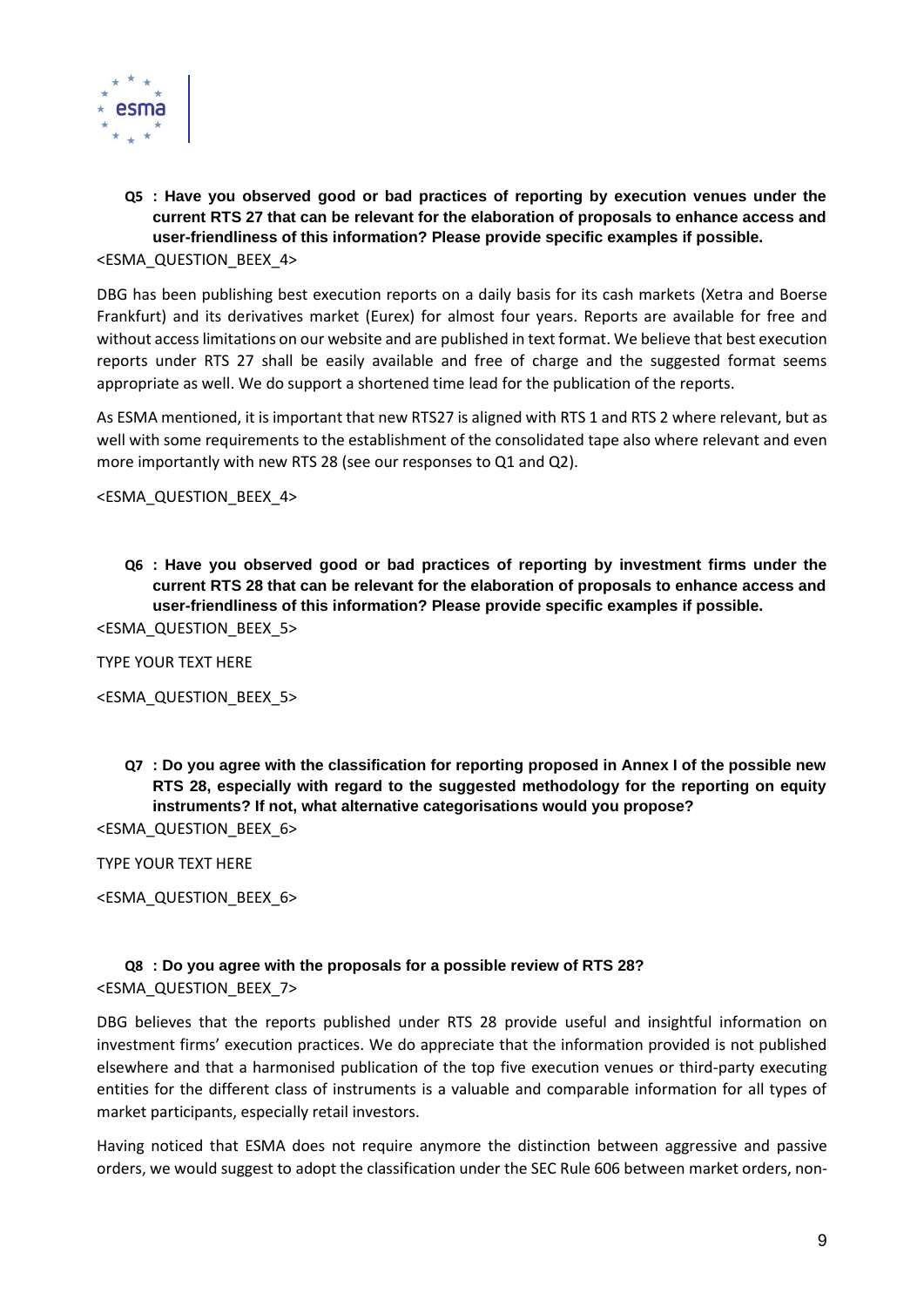**Q5 : Have you observed good or bad practices of reporting by execution venues under the current RTS 27 that can be relevant for the elaboration of proposals to enhance access and user-friendliness of this information? Please provide specific examples if possible.**

<ESMA_QUESTION_BEEX_4>

DBG has been publishing best execution reports on a daily basis for its cash markets (Xetra and Boerse Frankfurt) and its derivatives market (Eurex) for almost four years. Reports are available for free and without access limitations on our website and are published in text format. We believe that best execution reports under RTS 27 shall be easily available and free of charge and the suggested format seems appropriate as well. We do support a shortened time lead for the publication of the reports.

As ESMA mentioned, it is important that new RTS27 is aligned with RTS 1 and RTS 2 where relevant, but as well with some requirements to the establishment of the consolidated tape also where relevant and even more importantly with new RTS 28 (see our responses to Q1 and Q2).

<ESMA_QUESTION_BEEX_4>

**Q6 : Have you observed good or bad practices of reporting by investment firms under the current RTS 28 that can be relevant for the elaboration of proposals to enhance access and user-friendliness of this information? Please provide specific examples if possible.**

<ESMA_QUESTION_BEEX_5>

TYPE YOUR TEXT HERE

<ESMA_QUESTION_BEEX_5>

**Q7 : Do you agree with the classification for reporting proposed in Annex I of the possible new RTS 28, especially with regard to the suggested methodology for the reporting on equity instruments? If not, what alternative categorisations would you propose?**

<ESMA_QUESTION_BEEX_6>

TYPE YOUR TEXT HERE

<ESMA_QUESTION_BEEX_6>

**Q8 : Do you agree with the proposals for a possible review of RTS 28?**

<ESMA_QUESTION_BEEX_7>

DBG believes that the reports published under RTS 28 provide useful and insightful information on investment firms' execution practices. We do appreciate that the information provided is not published elsewhere and that a harmonised publication of the top five execution venues or third-party executing entities for the different class of instruments is a valuable and comparable information for all types of market participants, especially retail investors.

Having noticed that ESMA does not require anymore the distinction between aggressive and passive orders, we would suggest to adopt the classification under the SEC Rule 606 between market orders, non-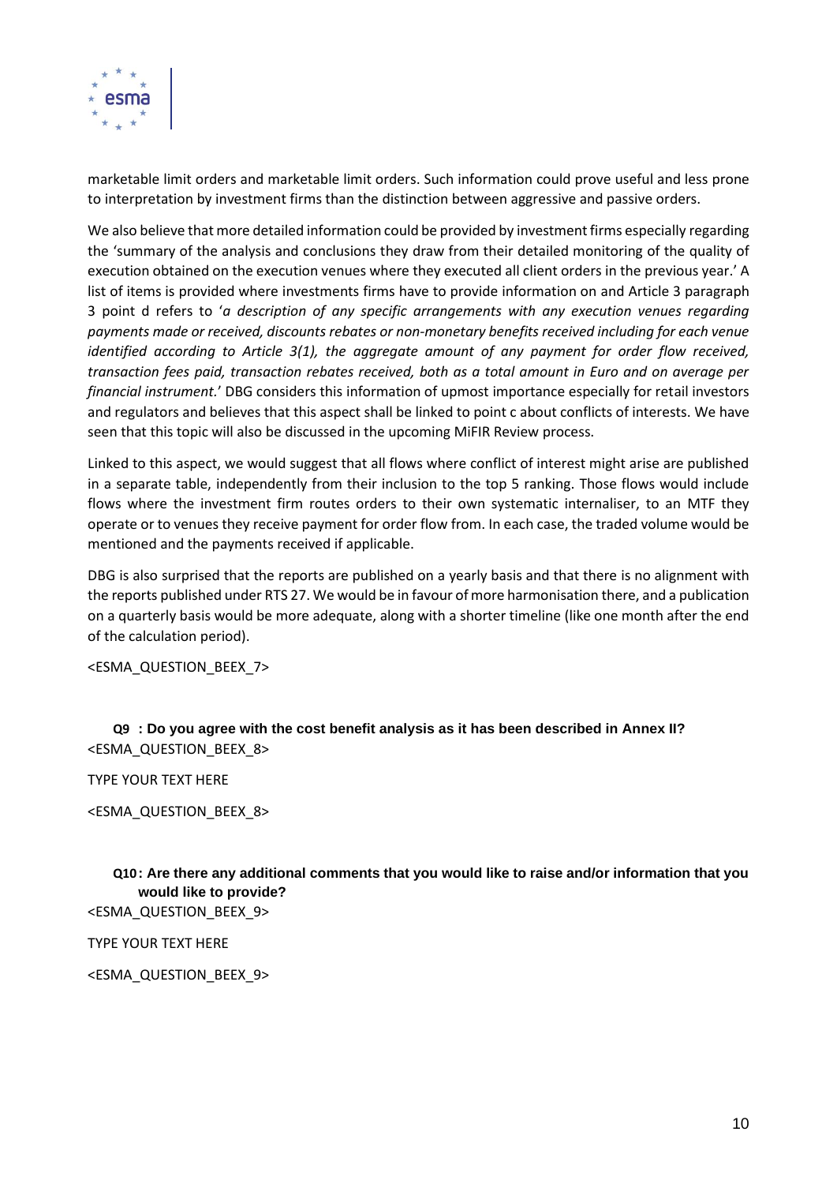marketable limit orders and marketable limit orders. Such information could prove useful and less prone to interpretation by investment firms than the distinction between aggressive and passive orders.

We also believe that more detailed information could be provided by investment firms especially regarding the 'summary of the analysis and conclusions they draw from their detailed monitoring of the quality of execution obtained on the execution venues where they executed all client orders in the previous year.' A list of items is provided where investments firms have to provide information on and Article 3 paragraph 3 point d refers to '*a description of any specific arrangements with any execution venues regarding payments made or received, discounts rebates or non-monetary benefits received including for each venue identified according to Article 3(1), the aggregate amount of any payment for order flow received, transaction fees paid, transaction rebates received, both as a total amount in Euro and on average per financial instrument*.' DBG considers this information of upmost importance especially for retail investors and regulators and believes that this aspect shall be linked to point c about conflicts of interests. We have seen that this topic will also be discussed in the upcoming MiFIR Review process.

Linked to this aspect, we would suggest that all flows where conflict of interest might arise are published in a separate table, independently from their inclusion to the top 5 ranking. Those flows would include flows where the investment firm routes orders to their own systematic internaliser, to an MTF they operate or to venues they receive payment for order flow from. In each case, the traded volume would be mentioned and the payments received if applicable.

DBG is also surprised that the reports are published on a yearly basis and that there is no alignment with the reports published under RTS 27. We would be in favour of more harmonisation there, and a publication on a quarterly basis would be more adequate, along with a shorter timeline (like one month after the end of the calculation period).

<ESMA_QUESTION_BEEX_7>

**Q9 : Do you agree with the cost benefit analysis as it has been described in Annex II?**

<ESMA_QUESTION_BEEX_8>

TYPE YOUR TEXT HERE

<ESMA_QUESTION_BEEX_8>

**Q10 : Are there any additional comments that you would like to raise and/or information that you would like to provide?**

<ESMA_QUESTION_BEEX_9>

TYPE YOUR TEXT HERE

<ESMA_QUESTION_BEEX_9>